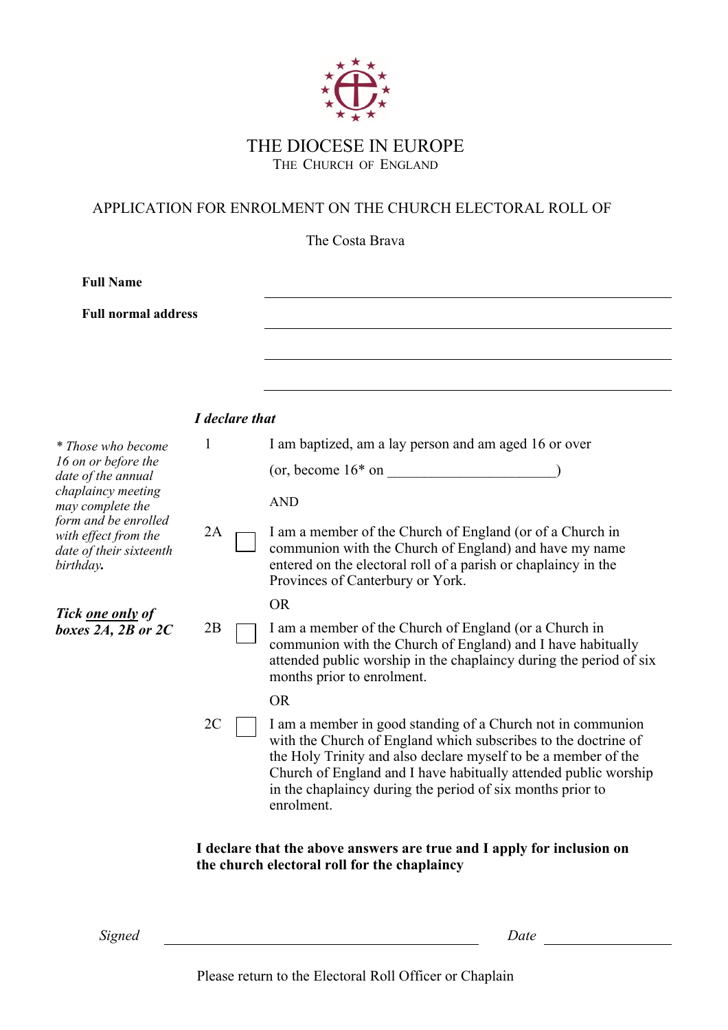# THE DIOCESE IN EUROPE

THE CHURCH OF ENGLAND

## APPLICATION FOR ENROLMENT ON THE CHURCH ELECTORAL ROLL OF

The Costa Brava

**Full Name** ______________________________

**Full normal address** ______________________________

______________________________

______________________________

______________________________

***I declare that***

1 I am baptized, am a lay person and am aged 16 or over

(or, become 16* on ________________________)

AND

2A ☐ I am a member of the Church of England (or of a Church in communion with the Church of England) and have my name entered on the electoral roll of a parish or chaplaincy in the Provinces of Canterbury or York.

OR

2B ☐ I am a member of the Church of England (or a Church in communion with the Church of England) and I have habitually attended public worship in the chaplaincy during the period of six months prior to enrolment.

OR

2C ☐ I am a member in good standing of a Church not in communion with the Church of England which subscribes to the doctrine of the Holy Trinity and also declare myself to be a member of the Church of England and I have habitually attended public worship in the chaplaincy during the period of six months prior to enrolment.

*\* Those who become 16 on or before the date of the annual chaplaincy meeting may complete the form and be enrolled with effect from the date of their sixteenth birthday.*

***Tick one only of boxes 2A, 2B or 2C***

**I declare that the above answers are true and I apply for inclusion on the church electoral roll for the chaplaincy**

*Signed* ______________________________ *Date* ________________

Please return to the Electoral Roll Officer or Chaplain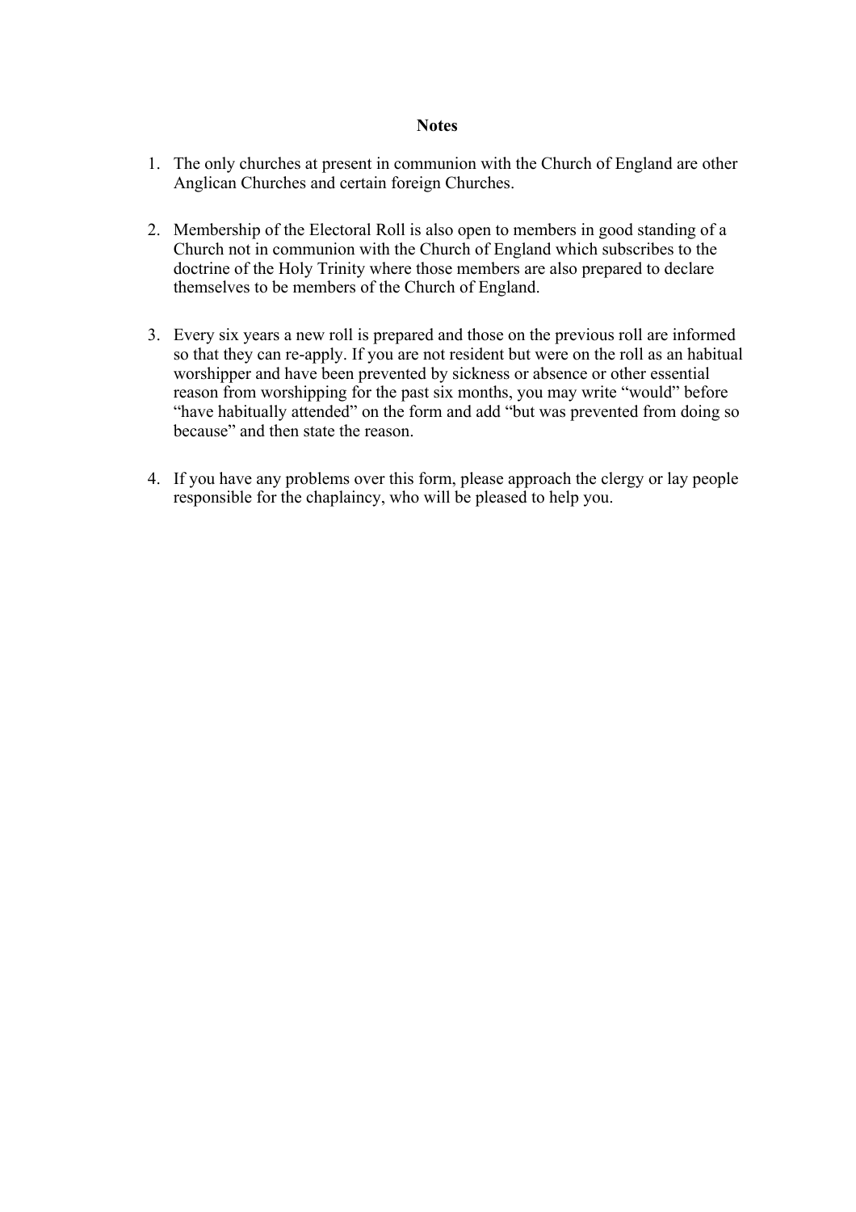## Notes

1. The only churches at present in communion with the Church of England are other Anglican Churches and certain foreign Churches.

2. Membership of the Electoral Roll is also open to members in good standing of a Church not in communion with the Church of England which subscribes to the doctrine of the Holy Trinity where those members are also prepared to declare themselves to be members of the Church of England.

3. Every six years a new roll is prepared and those on the previous roll are informed so that they can re-apply. If you are not resident but were on the roll as an habitual worshipper and have been prevented by sickness or absence or other essential reason from worshipping for the past six months, you may write "would" before "have habitually attended" on the form and add "but was prevented from doing so because" and then state the reason.

4. If you have any problems over this form, please approach the clergy or lay people responsible for the chaplaincy, who will be pleased to help you.